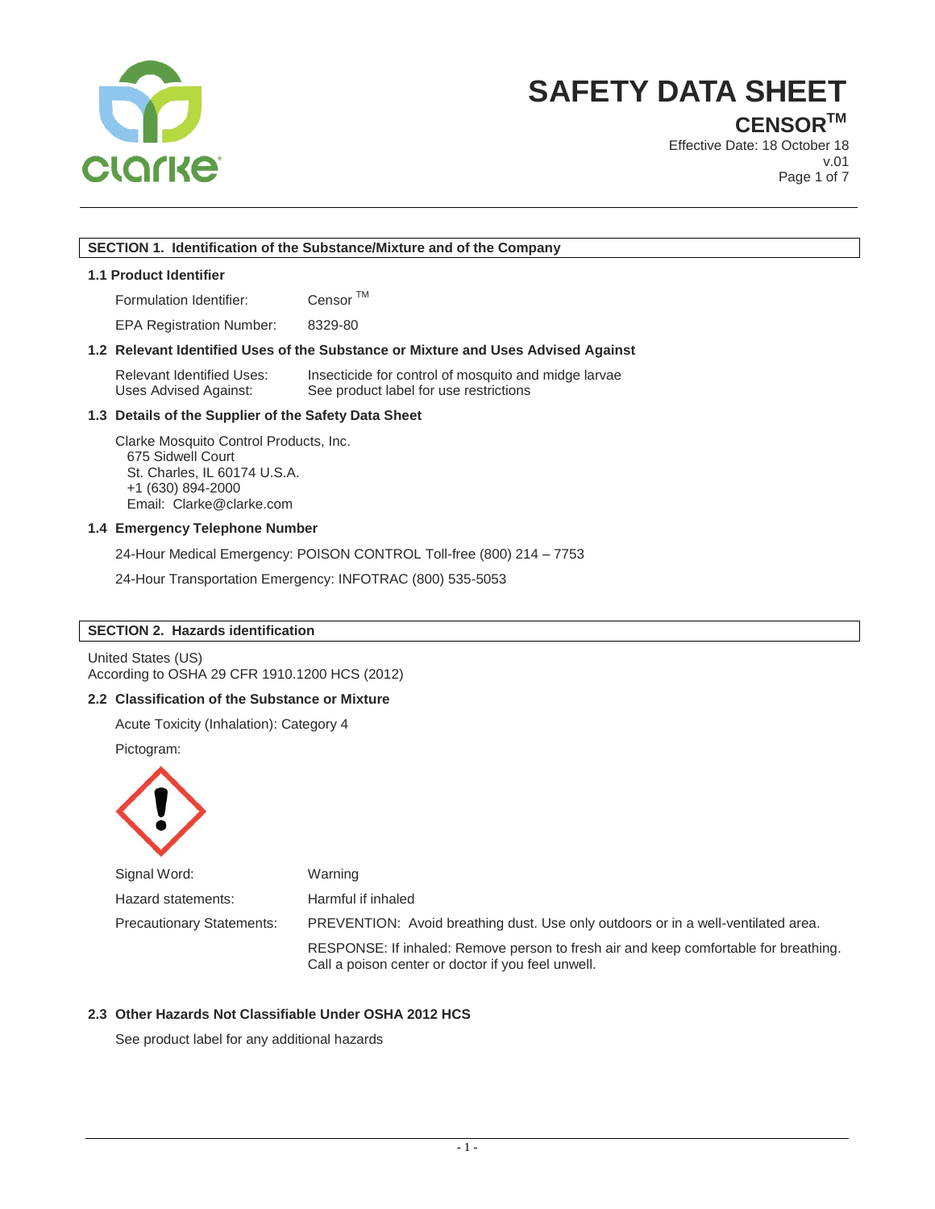# SAFETY DATA SHEET

## CENSOR™

Effective Date: 18 October 18
v.01

### SECTION 1. Identification of the Substance/Mixture and of the Company

**1.1 Product Identifier**

| | |
|---|---|
| Formulation Identifier: | Censor ™ |
| EPA Registration Number: | 8329-80 |

**1.2 Relevant Identified Uses of the Substance or Mixture and Uses Advised Against**

| | |
|---|---|
| Relevant Identified Uses: | Insecticide for control of mosquito and midge larvae |
| Uses Advised Against: | See product label for use restrictions |

**1.3 Details of the Supplier of the Safety Data Sheet**

Clarke Mosquito Control Products, Inc.
675 Sidwell Court
St. Charles, IL 60174 U.S.A.
+1 (630) 894-2000
Email: Clarke@clarke.com

**1.4 Emergency Telephone Number**

24-Hour Medical Emergency: POISON CONTROL Toll-free (800) 214 – 7753

24-Hour Transportation Emergency: INFOTRAC (800) 535-5053

### SECTION 2. Hazards identification

United States (US)
According to OSHA 29 CFR 1910.1200 HCS (2012)

**2.2 Classification of the Substance or Mixture**

Acute Toxicity (Inhalation): Category 4

Pictogram:

| | |
|---|---|
| Signal Word: | Warning |
| Hazard statements: | Harmful if inhaled |
| Precautionary Statements: | PREVENTION: Avoid breathing dust. Use only outdoors or in a well-ventilated area. |
| | RESPONSE: If inhaled: Remove person to fresh air and keep comfortable for breathing. Call a poison center or doctor if you feel unwell. |

**2.3 Other Hazards Not Classifiable Under OSHA 2012 HCS**

See product label for any additional hazards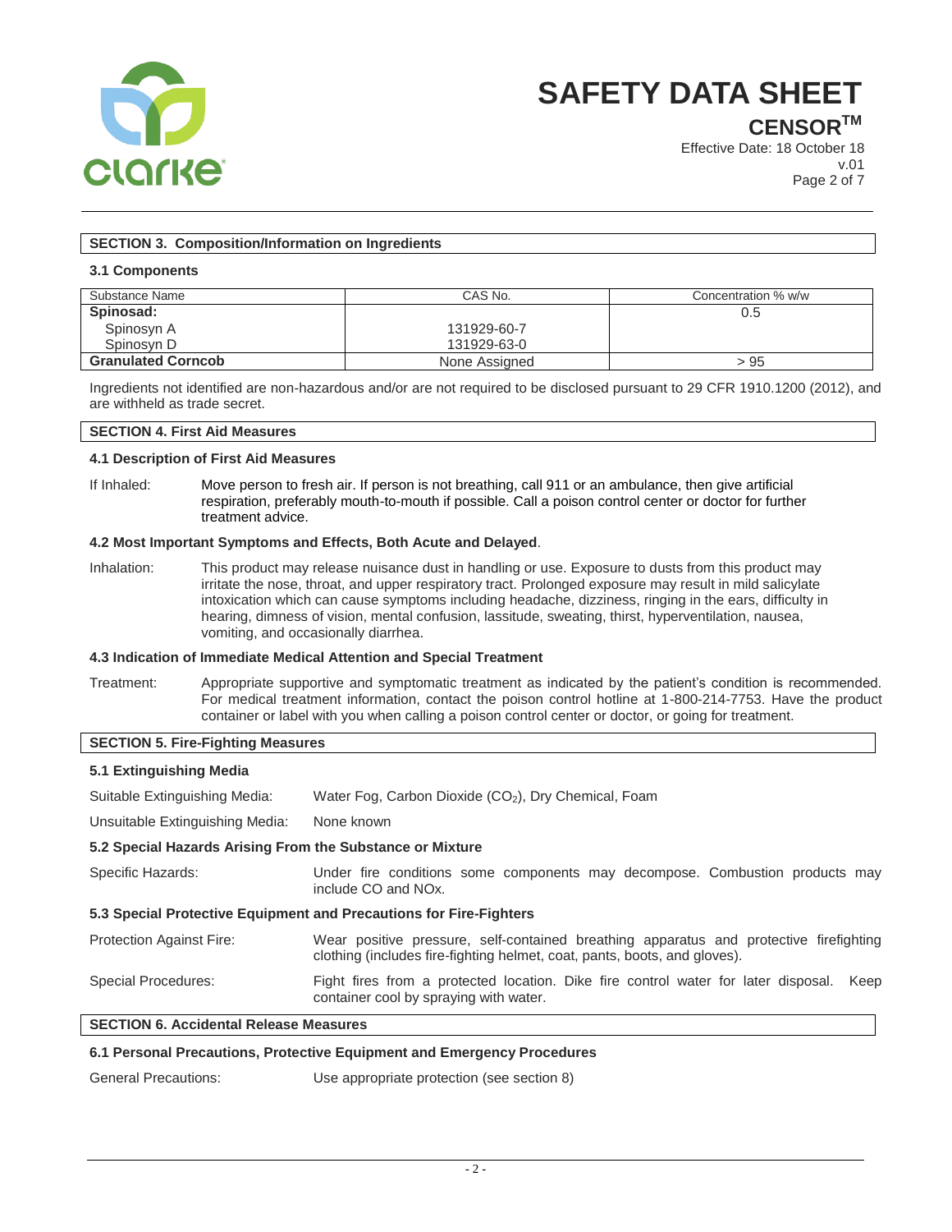## SECTION 3. Composition/Information on Ingredients

### 3.1 Components

| Substance Name | CAS No. | Concentration % w/w |
|---|---|---|
| **Spinosad:** | | 0.5 |
| Spinosyn A | 131929-60-7 | |
| Spinosyn D | 131929-63-0 | |
| **Granulated Corncob** | None Assigned | > 95 |

Ingredients not identified are non-hazardous and/or are not required to be disclosed pursuant to 29 CFR 1910.1200 (2012), and are withheld as trade secret.

## SECTION 4. First Aid Measures

### 4.1 Description of First Aid Measures

If Inhaled: Move person to fresh air. If person is not breathing, call 911 or an ambulance, then give artificial respiration, preferably mouth-to-mouth if possible. Call a poison control center or doctor for further treatment advice.

### 4.2 Most Important Symptoms and Effects, Both Acute and Delayed.

Inhalation: This product may release nuisance dust in handling or use. Exposure to dusts from this product may irritate the nose, throat, and upper respiratory tract. Prolonged exposure may result in mild salicylate intoxication which can cause symptoms including headache, dizziness, ringing in the ears, difficulty in hearing, dimness of vision, mental confusion, lassitude, sweating, thirst, hyperventilation, nausea, vomiting, and occasionally diarrhea.

### 4.3 Indication of Immediate Medical Attention and Special Treatment

Treatment: Appropriate supportive and symptomatic treatment as indicated by the patient's condition is recommended. For medical treatment information, contact the poison control hotline at 1-800-214-7753. Have the product container or label with you when calling a poison control center or doctor, or going for treatment.

## SECTION 5. Fire-Fighting Measures

### 5.1 Extinguishing Media

Suitable Extinguishing Media: Water Fog, Carbon Dioxide ($CO_2$), Dry Chemical, Foam

Unsuitable Extinguishing Media: None known

### 5.2 Special Hazards Arising From the Substance or Mixture

Specific Hazards: Under fire conditions some components may decompose. Combustion products may include CO and NOx.

### 5.3 Special Protective Equipment and Precautions for Fire-Fighters

Protection Against Fire: Wear positive pressure, self-contained breathing apparatus and protective firefighting clothing (includes fire-fighting helmet, coat, pants, boots, and gloves).

Special Procedures: Fight fires from a protected location. Dike fire control water for later disposal. Keep container cool by spraying with water.

## SECTION 6. Accidental Release Measures

### 6.1 Personal Precautions, Protective Equipment and Emergency Procedures

General Precautions: Use appropriate protection (see section 8)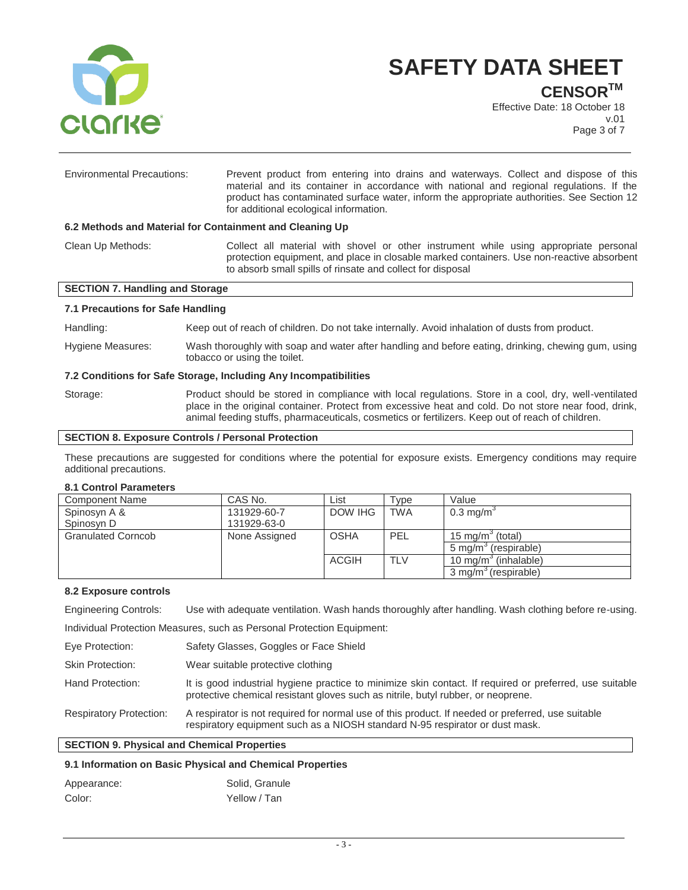Environmental Precautions: Prevent product from entering into drains and waterways. Collect and dispose of this material and its container in accordance with national and regional regulations. If the product has contaminated surface water, inform the appropriate authorities. See Section 12 for additional ecological information.

### 6.2 Methods and Material for Containment and Cleaning Up

Clean Up Methods: Collect all material with shovel or other instrument while using appropriate personal protection equipment, and place in closable marked containers. Use non-reactive absorbent to absorb small spills of rinsate and collect for disposal

## SECTION 7. Handling and Storage

### 7.1 Precautions for Safe Handling

Handling: Keep out of reach of children. Do not take internally. Avoid inhalation of dusts from product.

Hygiene Measures: Wash thoroughly with soap and water after handling and before eating, drinking, chewing gum, using tobacco or using the toilet.

### 7.2 Conditions for Safe Storage, Including Any Incompatibilities

Storage: Product should be stored in compliance with local regulations. Store in a cool, dry, well-ventilated place in the original container. Protect from excessive heat and cold. Do not store near food, drink, animal feeding stuffs, pharmaceuticals, cosmetics or fertilizers. Keep out of reach of children.

## SECTION 8. Exposure Controls / Personal Protection

These precautions are suggested for conditions where the potential for exposure exists. Emergency conditions may require additional precautions.

### 8.1 Control Parameters

| Component Name | CAS No. | List | Type | Value |
|---|---|---|---|---|
| Spinosyn A & Spinosyn D | 131929-60-7 131929-63-0 | DOW IHG | TWA | 0.3 mg/m$^3$ |
| Granulated Corncob | None Assigned | OSHA | PEL | 15 mg/m$^3$ (total) |
| | | | | 5 mg/m$^3$ (respirable) |
| | | ACGIH | TLV | 10 mg/m$^3$ (inhalable) |
| | | | | 3 mg/m$^3$ (respirable) |

### 8.2 Exposure controls

Engineering Controls: Use with adequate ventilation. Wash hands thoroughly after handling. Wash clothing before re-using.

Individual Protection Measures, such as Personal Protection Equipment:

Eye Protection: Safety Glasses, Goggles or Face Shield

Skin Protection: Wear suitable protective clothing

Hand Protection: It is good industrial hygiene practice to minimize skin contact. If required or preferred, use suitable protective chemical resistant gloves such as nitrile, butyl rubber, or neoprene.

Respiratory Protection: A respirator is not required for normal use of this product. If needed or preferred, use suitable respiratory equipment such as a NIOSH standard N-95 respirator or dust mask.

## SECTION 9. Physical and Chemical Properties

### 9.1 Information on Basic Physical and Chemical Properties

Appearance: Solid, Granule

Color: Yellow / Tan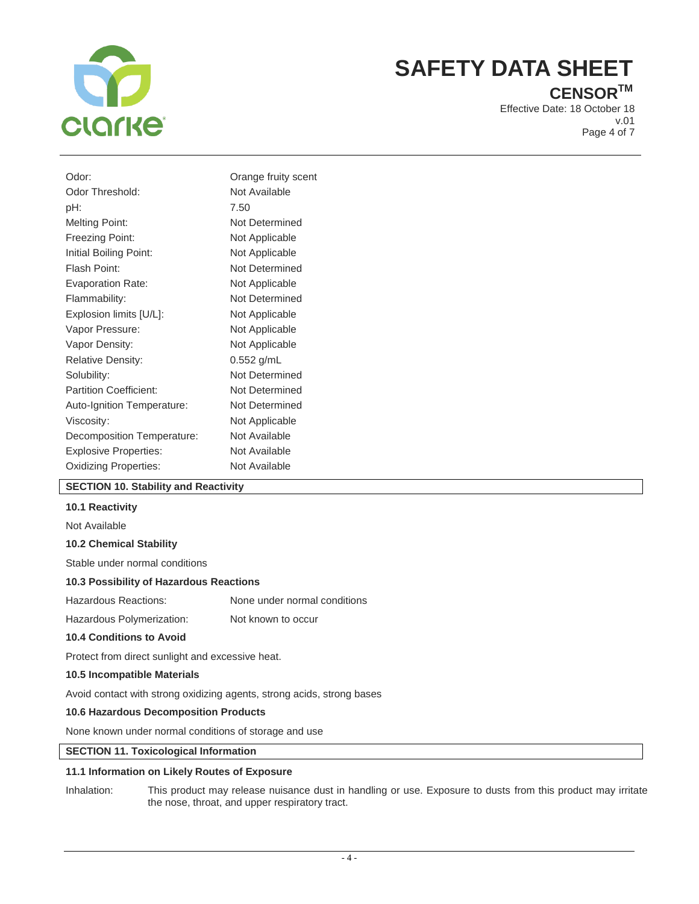| | |
|---|---|
| Odor: | Orange fruity scent |
| Odor Threshold: | Not Available |
| pH: | 7.50 |
| Melting Point: | Not Determined |
| Freezing Point: | Not Applicable |
| Initial Boiling Point: | Not Applicable |
| Flash Point: | Not Determined |
| Evaporation Rate: | Not Applicable |
| Flammability: | Not Determined |
| Explosion limits [U/L]: | Not Applicable |
| Vapor Pressure: | Not Applicable |
| Vapor Density: | Not Applicable |
| Relative Density: | 0.552 g/mL |
| Solubility: | Not Determined |
| Partition Coefficient: | Not Determined |
| Auto-Ignition Temperature: | Not Determined |
| Viscosity: | Not Applicable |
| Decomposition Temperature: | Not Available |
| Explosive Properties: | Not Available |
| Oxidizing Properties: | Not Available |

## SECTION 10. Stability and Reactivity

### 10.1 Reactivity

Not Available

### 10.2 Chemical Stability

Stable under normal conditions

### 10.3 Possibility of Hazardous Reactions

| | |
|---|---|
| Hazardous Reactions: | None under normal conditions |
| Hazardous Polymerization: | Not known to occur |

### 10.4 Conditions to Avoid

Protect from direct sunlight and excessive heat.

### 10.5 Incompatible Materials

Avoid contact with strong oxidizing agents, strong acids, strong bases

### 10.6 Hazardous Decomposition Products

None known under normal conditions of storage and use

## SECTION 11. Toxicological Information

### 11.1 Information on Likely Routes of Exposure

Inhalation: This product may release nuisance dust in handling or use. Exposure to dusts from this product may irritate the nose, throat, and upper respiratory tract.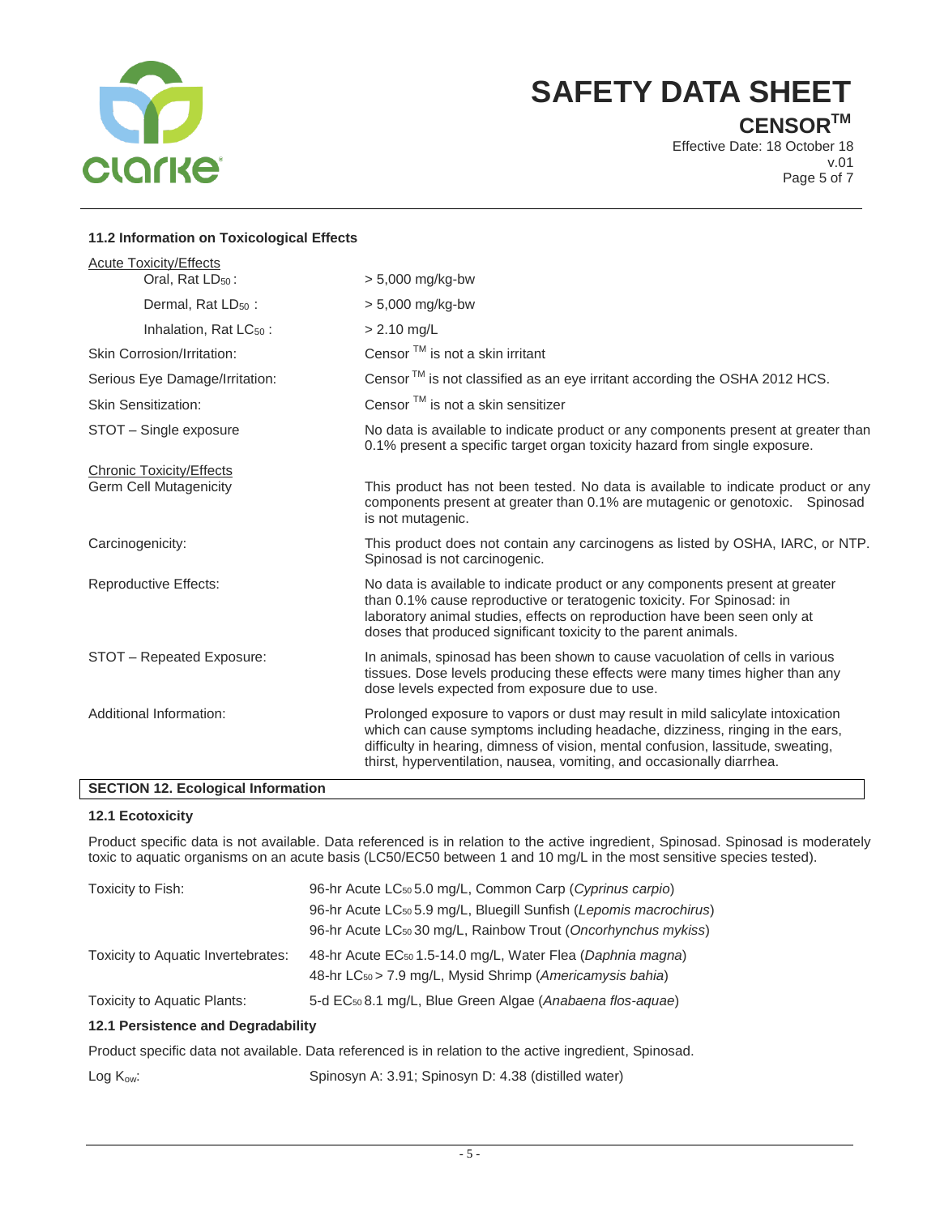### 11.2 Information on Toxicological Effects

| | |
|---|---|
| Acute Toxicity/Effects | |
| Oral, Rat $LD_{50}$ : | > 5,000 mg/kg-bw |
| Dermal, Rat $LD_{50}$ : | > 5,000 mg/kg-bw |
| Inhalation, Rat $LC_{50}$ : | > 2.10 mg/L |
| Skin Corrosion/Irritation: | Censor ™ is not a skin irritant |
| Serious Eye Damage/Irritation: | Censor ™ is not classified as an eye irritant according the OSHA 2012 HCS. |
| Skin Sensitization: | Censor ™ is not a skin sensitizer |
| STOT – Single exposure | No data is available to indicate product or any components present at greater than 0.1% present a specific target organ toxicity hazard from single exposure. |
| Chronic Toxicity/Effects | |
| Germ Cell Mutagenicity | This product has not been tested. No data is available to indicate product or any components present at greater than 0.1% are mutagenic or genotoxic. Spinosad is not mutagenic. |
| Carcinogenicity: | This product does not contain any carcinogens as listed by OSHA, IARC, or NTP. Spinosad is not carcinogenic. |
| Reproductive Effects: | No data is available to indicate product or any components present at greater than 0.1% cause reproductive or teratogenic toxicity. For Spinosad: in laboratory animal studies, effects on reproduction have been seen only at doses that produced significant toxicity to the parent animals. |
| STOT – Repeated Exposure: | In animals, spinosad has been shown to cause vacuolation of cells in various tissues. Dose levels producing these effects were many times higher than any dose levels expected from exposure due to use. |
| Additional Information: | Prolonged exposure to vapors or dust may result in mild salicylate intoxication which can cause symptoms including headache, dizziness, ringing in the ears, difficulty in hearing, dimness of vision, mental confusion, lassitude, sweating, thirst, hyperventilation, nausea, vomiting, and occasionally diarrhea. |

## SECTION 12. Ecological Information

### 12.1 Ecotoxicity

Product specific data is not available. Data referenced is in relation to the active ingredient, Spinosad. Spinosad is moderately toxic to aquatic organisms on an acute basis (LC50/EC50 between 1 and 10 mg/L in the most sensitive species tested).

| | |
|---|---|
| Toxicity to Fish: | 96-hr Acute $LC_{50}$ 5.0 mg/L, Common Carp (*Cyprinus carpio*) |
| | 96-hr Acute $LC_{50}$ 5.9 mg/L, Bluegill Sunfish (*Lepomis macrochirus*) |
| | 96-hr Acute $LC_{50}$ 30 mg/L, Rainbow Trout (*Oncorhynchus mykiss*) |
| Toxicity to Aquatic Invertebrates: | 48-hr Acute $EC_{50}$ 1.5-14.0 mg/L, Water Flea (*Daphnia magna*) |
| | 48-hr $LC_{50}$ > 7.9 mg/L, Mysid Shrimp (*Americamysis bahia*) |
| Toxicity to Aquatic Plants: | 5-d $EC_{50}$ 8.1 mg/L, Blue Green Algae (*Anabaena flos-aquae*) |

### 12.1 Persistence and Degradability

Product specific data not available. Data referenced is in relation to the active ingredient, Spinosad.

| | |
|---|---|
| Log $K_{ow}$: | Spinosyn A: 3.91; Spinosyn D: 4.38 (distilled water) |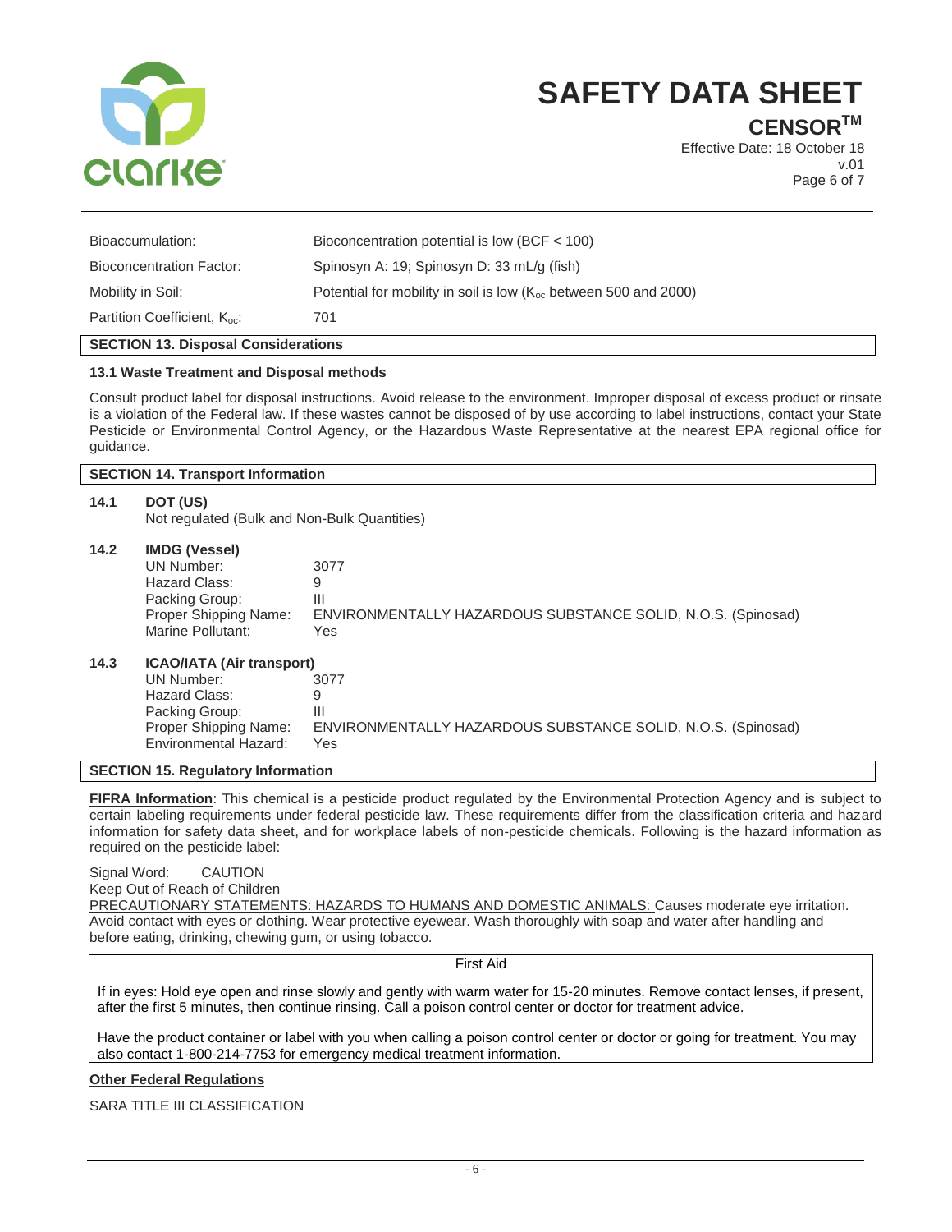| | |
|---|---|
| Bioaccumulation: | Bioconcentration potential is low (BCF < 100) |
| Bioconcentration Factor: | Spinosyn A: 19; Spinosyn D: 33 mL/g (fish) |
| Mobility in Soil: | Potential for mobility in soil is low ($K_{oc}$ between 500 and 2000) |
| Partition Coefficient, $K_{oc}$: | 701 |

## SECTION 13. Disposal Considerations

### 13.1 Waste Treatment and Disposal methods

Consult product label for disposal instructions. Avoid release to the environment. Improper disposal of excess product or rinsate is a violation of the Federal law. If these wastes cannot be disposed of by use according to label instructions, contact your State Pesticide or Environmental Control Agency, or the Hazardous Waste Representative at the nearest EPA regional office for guidance.

## SECTION 14. Transport Information

### 14.1 DOT (US)

Not regulated (Bulk and Non-Bulk Quantities)

### 14.2 IMDG (Vessel)

| | |
|---|---|
| UN Number: | 3077 |
| Hazard Class: | 9 |
| Packing Group: | III |
| Proper Shipping Name: | ENVIRONMENTALLY HAZARDOUS SUBSTANCE SOLID, N.O.S. (Spinosad) |
| Marine Pollutant: | Yes |

### 14.3 ICAO/IATA (Air transport)

| | |
|---|---|
| UN Number: | 3077 |
| Hazard Class: | 9 |
| Packing Group: | III |
| Proper Shipping Name: | ENVIRONMENTALLY HAZARDOUS SUBSTANCE SOLID, N.O.S. (Spinosad) |
| Environmental Hazard: | Yes |

## SECTION 15. Regulatory Information

**FIFRA Information**: This chemical is a pesticide product regulated by the Environmental Protection Agency and is subject to certain labeling requirements under federal pesticide law. These requirements differ from the classification criteria and hazard information for safety data sheet, and for workplace labels of non-pesticide chemicals. Following is the hazard information as required on the pesticide label:

Signal Word: CAUTION

Keep Out of Reach of Children

PRECAUTIONARY STATEMENTS: HAZARDS TO HUMANS AND DOMESTIC ANIMALS: Causes moderate eye irritation. Avoid contact with eyes or clothing. Wear protective eyewear. Wash thoroughly with soap and water after handling and before eating, drinking, chewing gum, or using tobacco.

| First Aid |
|---|
| If in eyes: Hold eye open and rinse slowly and gently with warm water for 15-20 minutes. Remove contact lenses, if present, after the first 5 minutes, then continue rinsing. Call a poison control center or doctor for treatment advice. |
| Have the product container or label with you when calling a poison control center or doctor or going for treatment. You may also contact 1-800-214-7753 for emergency medical treatment information. |

**Other Federal Regulations**

SARA TITLE III CLASSIFICATION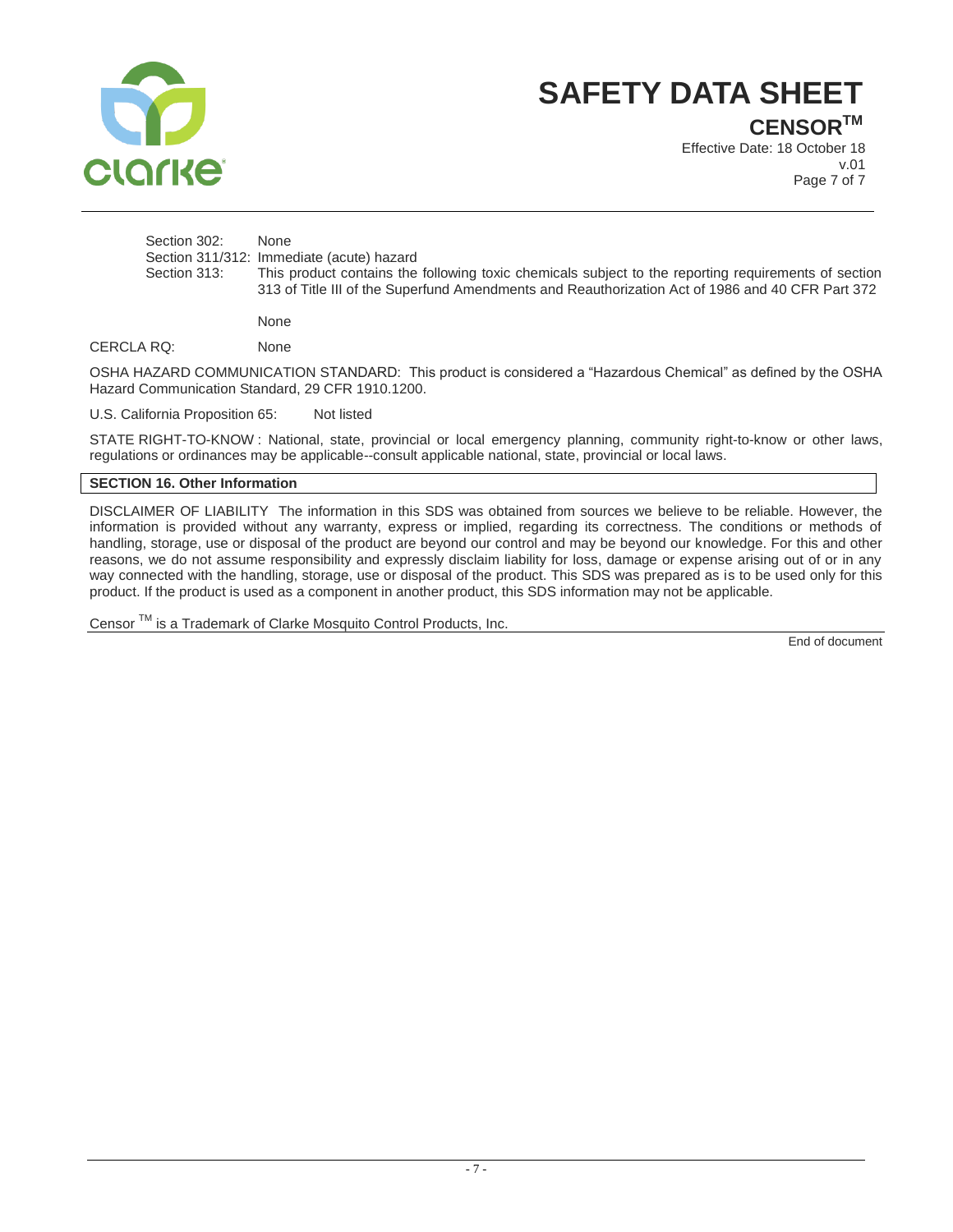Section 302: None
Section 311/312: Immediate (acute) hazard
Section 313: This product contains the following toxic chemicals subject to the reporting requirements of section 313 of Title III of the Superfund Amendments and Reauthorization Act of 1986 and 40 CFR Part 372

None

CERCLA RQ: None

OSHA HAZARD COMMUNICATION STANDARD: This product is considered a "Hazardous Chemical" as defined by the OSHA Hazard Communication Standard, 29 CFR 1910.1200.

U.S. California Proposition 65: Not listed

STATE RIGHT-TO-KNOW : National, state, provincial or local emergency planning, community right-to-know or other laws, regulations or ordinances may be applicable--consult applicable national, state, provincial or local laws.

## SECTION 16. Other Information

DISCLAIMER OF LIABILITY The information in this SDS was obtained from sources we believe to be reliable. However, the information is provided without any warranty, express or implied, regarding its correctness. The conditions or methods of handling, storage, use or disposal of the product are beyond our control and may be beyond our knowledge. For this and other reasons, we do not assume responsibility and expressly disclaim liability for loss, damage or expense arising out of or in any way connected with the handling, storage, use or disposal of the product. This SDS was prepared as is to be used only for this product. If the product is used as a component in another product, this SDS information may not be applicable.

Censor ™ is a Trademark of Clarke Mosquito Control Products, Inc.

End of document